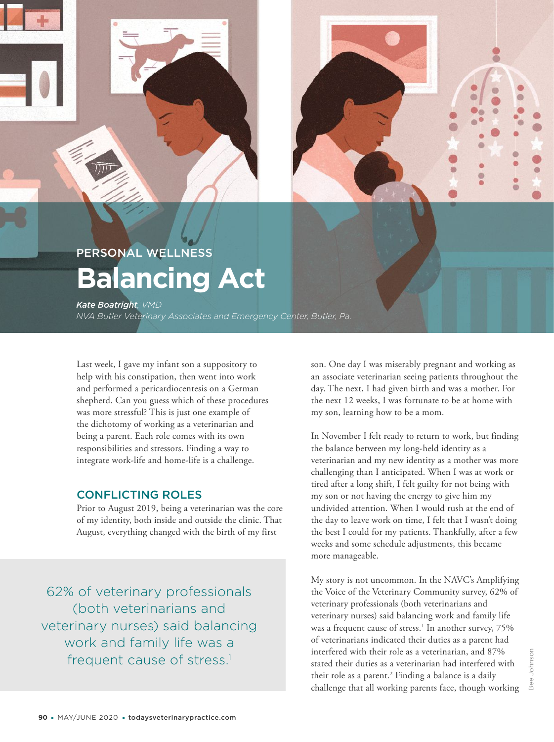PERSONAL WELLNESS

# Balancing Act

***Kate Boatright**, VMD*
*NVA Butler Veterinary Associates and Emergency Center, Butler, Pa.*

Last week, I gave my infant son a suppository to help with his constipation, then went into work and performed a pericardiocentesis on a German shepherd. Can you guess which of these procedures was more stressful? This is just one example of the dichotomy of working as a veterinarian and being a parent. Each role comes with its own responsibilities and stressors. Finding a way to integrate work-life and home-life is a challenge.

## CONFLICTING ROLES

Prior to August 2019, being a veterinarian was the core of my identity, both inside and outside the clinic. That August, everything changed with the birth of my first son. One day I was miserably pregnant and working as an associate veterinarian seeing patients throughout the day. The next, I had given birth and was a mother. For the next 12 weeks, I was fortunate to be at home with my son, learning how to be a mom.

> 62% of veterinary professionals (both veterinarians and veterinary nurses) said balancing work and family life was a frequent cause of stress.[1]

In November I felt ready to return to work, but finding the balance between my long-held identity as a veterinarian and my new identity as a mother was more challenging than I anticipated. When I was at work or tired after a long shift, I felt guilty for not being with my son or not having the energy to give him my undivided attention. When I would rush at the end of the day to leave work on time, I felt that I wasn't doing the best I could for my patients. Thankfully, after a few weeks and some schedule adjustments, this became more manageable.

My story is not uncommon. In the NAVC's Amplifying the Voice of the Veterinary Community survey, 62% of veterinary professionals (both veterinarians and veterinary nurses) said balancing work and family life was a frequent cause of stress.[1] In another survey, 75% of veterinarians indicated their duties as a parent had interfered with their role as a veterinarian, and 87% stated their duties as a veterinarian had interfered with their role as a parent.[2] Finding a balance is a daily challenge that all working parents face, though working

Bee Johnson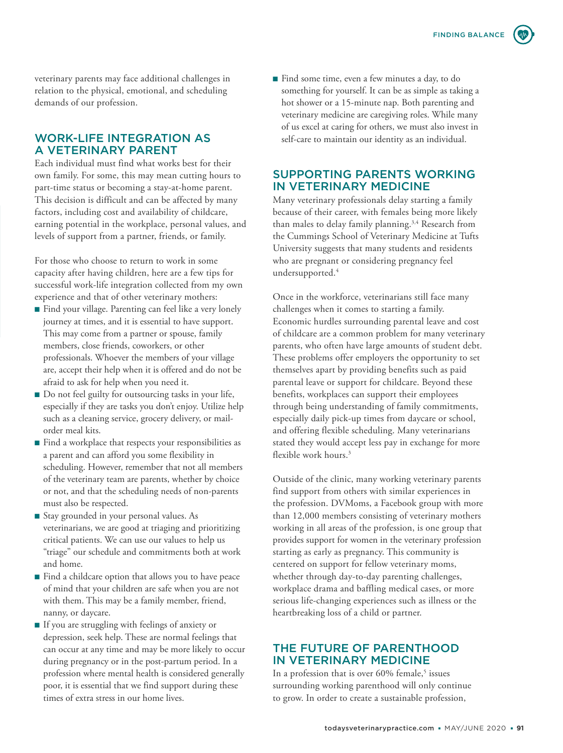veterinary parents may face additional challenges in relation to the physical, emotional, and scheduling demands of our profession.

## WORK-LIFE INTEGRATION AS A VETERINARY PARENT

Each individual must find what works best for their own family. For some, this may mean cutting hours to part-time status or becoming a stay-at-home parent. This decision is difficult and can be affected by many factors, including cost and availability of childcare, earning potential in the workplace, personal values, and levels of support from a partner, friends, or family.

For those who choose to return to work in some capacity after having children, here are a few tips for successful work-life integration collected from my own experience and that of other veterinary mothers:

- Find your village. Parenting can feel like a very lonely journey at times, and it is essential to have support. This may come from a partner or spouse, family members, close friends, coworkers, or other professionals. Whoever the members of your village are, accept their help when it is offered and do not be afraid to ask for help when you need it.
- Do not feel guilty for outsourcing tasks in your life, especially if they are tasks you don't enjoy. Utilize help such as a cleaning service, grocery delivery, or mail-order meal kits.
- Find a workplace that respects your responsibilities as a parent and can afford you some flexibility in scheduling. However, remember that not all members of the veterinary team are parents, whether by choice or not, and that the scheduling needs of non-parents must also be respected.
- Stay grounded in your personal values. As veterinarians, we are good at triaging and prioritizing critical patients. We can use our values to help us "triage" our schedule and commitments both at work and home.
- Find a childcare option that allows you to have peace of mind that your children are safe when you are not with them. This may be a family member, friend, nanny, or daycare.
- If you are struggling with feelings of anxiety or depression, seek help. These are normal feelings that can occur at any time and may be more likely to occur during pregnancy or in the post-partum period. In a profession where mental health is considered generally poor, it is essential that we find support during these times of extra stress in our home lives.
- Find some time, even a few minutes a day, to do something for yourself. It can be as simple as taking a hot shower or a 15-minute nap. Both parenting and veterinary medicine are caregiving roles. While many of us excel at caring for others, we must also invest in self-care to maintain our identity as an individual.

## SUPPORTING PARENTS WORKING IN VETERINARY MEDICINE

Many veterinary professionals delay starting a family because of their career, with females being more likely than males to delay family planning.[3,4] Research from the Cummings School of Veterinary Medicine at Tufts University suggests that many students and residents who are pregnant or considering pregnancy feel undersupported.[4]

Once in the workforce, veterinarians still face many challenges when it comes to starting a family. Economic hurdles surrounding parental leave and cost of childcare are a common problem for many veterinary parents, who often have large amounts of student debt. These problems offer employers the opportunity to set themselves apart by providing benefits such as paid parental leave or support for childcare. Beyond these benefits, workplaces can support their employees through being understanding of family commitments, especially daily pick-up times from daycare or school, and offering flexible scheduling. Many veterinarians stated they would accept less pay in exchange for more flexible work hours.[3]

Outside of the clinic, many working veterinary parents find support from others with similar experiences in the profession. DVMoms, a Facebook group with more than 12,000 members consisting of veterinary mothers working in all areas of the profession, is one group that provides support for women in the veterinary profession starting as early as pregnancy. This community is centered on support for fellow veterinary moms, whether through day-to-day parenting challenges, workplace drama and baffling medical cases, or more serious life-changing experiences such as illness or the heartbreaking loss of a child or partner.

## THE FUTURE OF PARENTHOOD IN VETERINARY MEDICINE

In a profession that is over 60% female,[5] issues surrounding working parenthood will only continue to grow. In order to create a sustainable profession,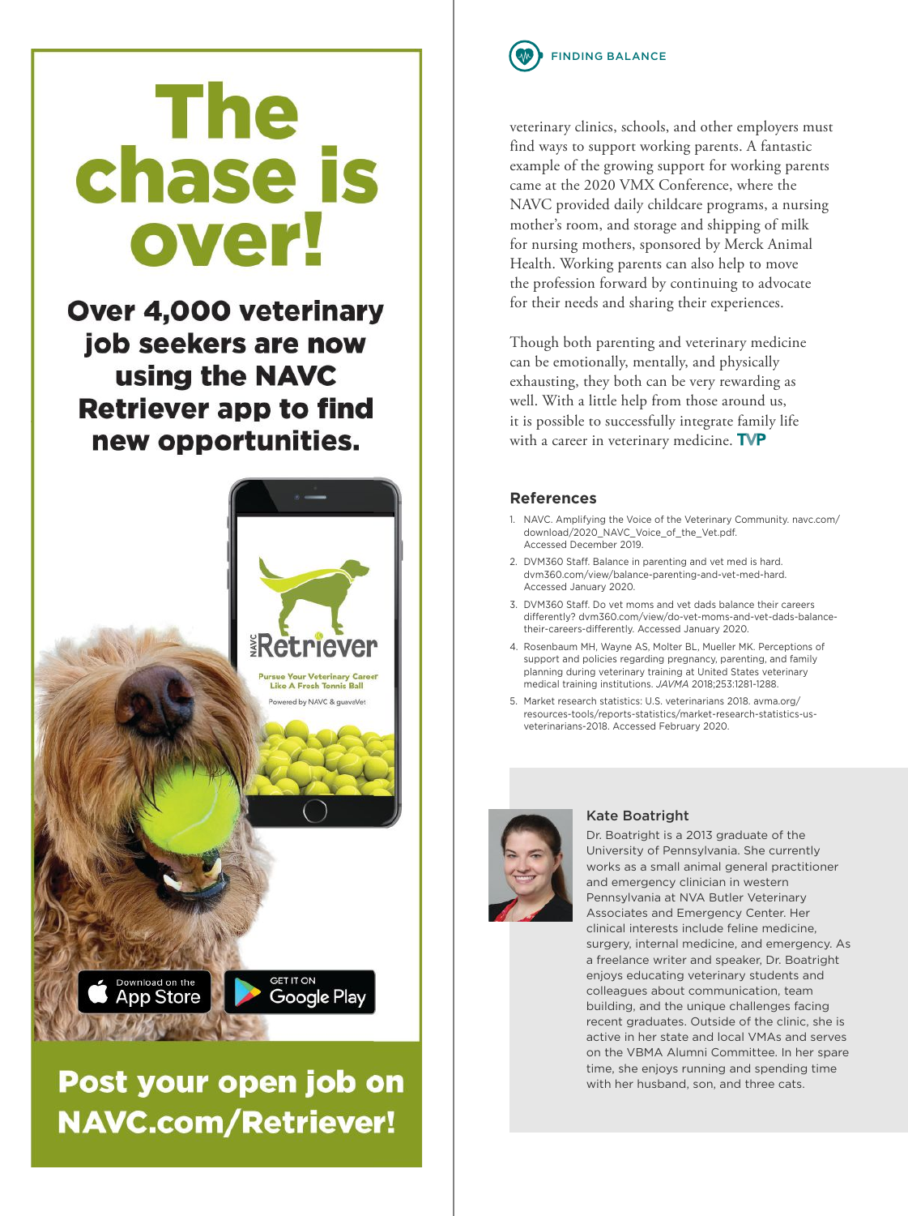# The chase is over!

**Over 4,000 veterinary job seekers are now using the NAVC Retriever app to find new opportunities.**

NAVC Retriever

Pursue Your Veterinary Career Like A Fresh Tennis Ball

Powered by NAVC & guavaVet

Download on the App Store

GET IT ON Google Play

**Post your open job on NAVC.com/Retriever!**

FINDING BALANCE

veterinary clinics, schools, and other employers must find ways to support working parents. A fantastic example of the growing support for working parents came at the 2020 VMX Conference, where the NAVC provided daily childcare programs, a nursing mother's room, and storage and shipping of milk for nursing mothers, sponsored by Merck Animal Health. Working parents can also help to move the profession forward by continuing to advocate for their needs and sharing their experiences.

Though both parenting and veterinary medicine can be emotionally, mentally, and physically exhausting, they both can be very rewarding as well. With a little help from those around us, it is possible to successfully integrate family life with a career in veterinary medicine. **TVP**

## References

1. NAVC. Amplifying the Voice of the Veterinary Community. navc.com/download/2020_NAVC_Voice_of_the_Vet.pdf. Accessed December 2019.
2. DVM360 Staff. Balance in parenting and vet med is hard. dvm360.com/view/balance-parenting-and-vet-med-hard. Accessed January 2020.
3. DVM360 Staff. Do vet moms and vet dads balance their careers differently? dvm360.com/view/do-vet-moms-and-vet-dads-balance-their-careers-differently. Accessed January 2020.
4. Rosenbaum MH, Wayne AS, Molter BL, Mueller MK. Perceptions of support and policies regarding pregnancy, parenting, and family planning during veterinary training at United States veterinary medical training institutions. *JAVMA* 2018;253:1281-1288.
5. Market research statistics: U.S. veterinarians 2018. avma.org/resources-tools/reports-statistics/market-research-statistics-us-veterinarians-2018. Accessed February 2020.

### Kate Boatright

Dr. Boatright is a 2013 graduate of the University of Pennsylvania. She currently works as a small animal general practitioner and emergency clinician in western Pennsylvania at NVA Butler Veterinary Associates and Emergency Center. Her clinical interests include feline medicine, surgery, internal medicine, and emergency. As a freelance writer and speaker, Dr. Boatright enjoys educating veterinary students and colleagues about communication, team building, and the unique challenges facing recent graduates. Outside of the clinic, she is active in her state and local VMAs and serves on the VBMA Alumni Committee. In her spare time, she enjoys running and spending time with her husband, son, and three cats.